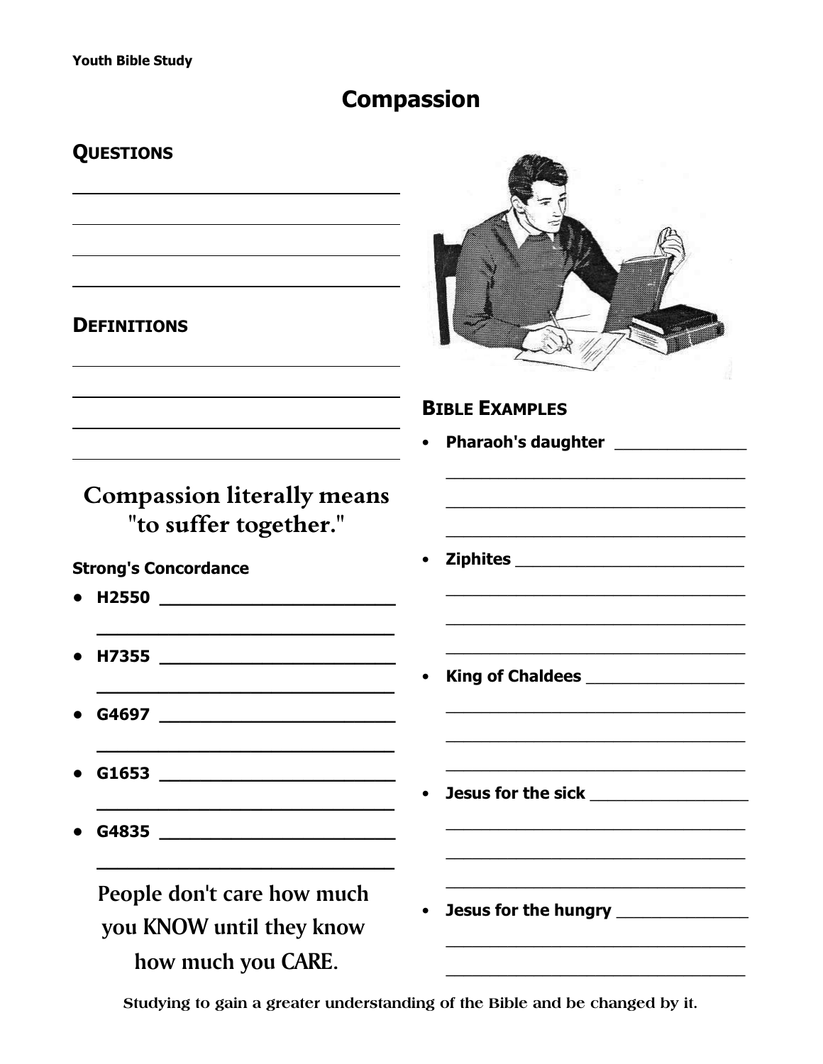# Compassion

## Questions

______________________________

______________________________

______________________________

______________________________

## Definitions

______________________________

______________________________

______________________________

______________________________

**Compassion literally means "to suffer together."**

**Strong's Concordance**

- **H2550** ______________________________
- **H7355** ______________________________
- **G4697** ______________________________
- **G1653** ______________________________
- **G4835** ______________________________

**People don't care how much you KNOW until they know how much you CARE.**

## Bible Examples

- **Pharaoh's daughter** ______________________________
- **Ziphites** ______________________________
- **King of Chaldees** ______________________________
- **Jesus for the sick** ______________________________
- **Jesus for the hungry** ______________________________

Studying to gain a greater understanding of the Bible and be changed by it.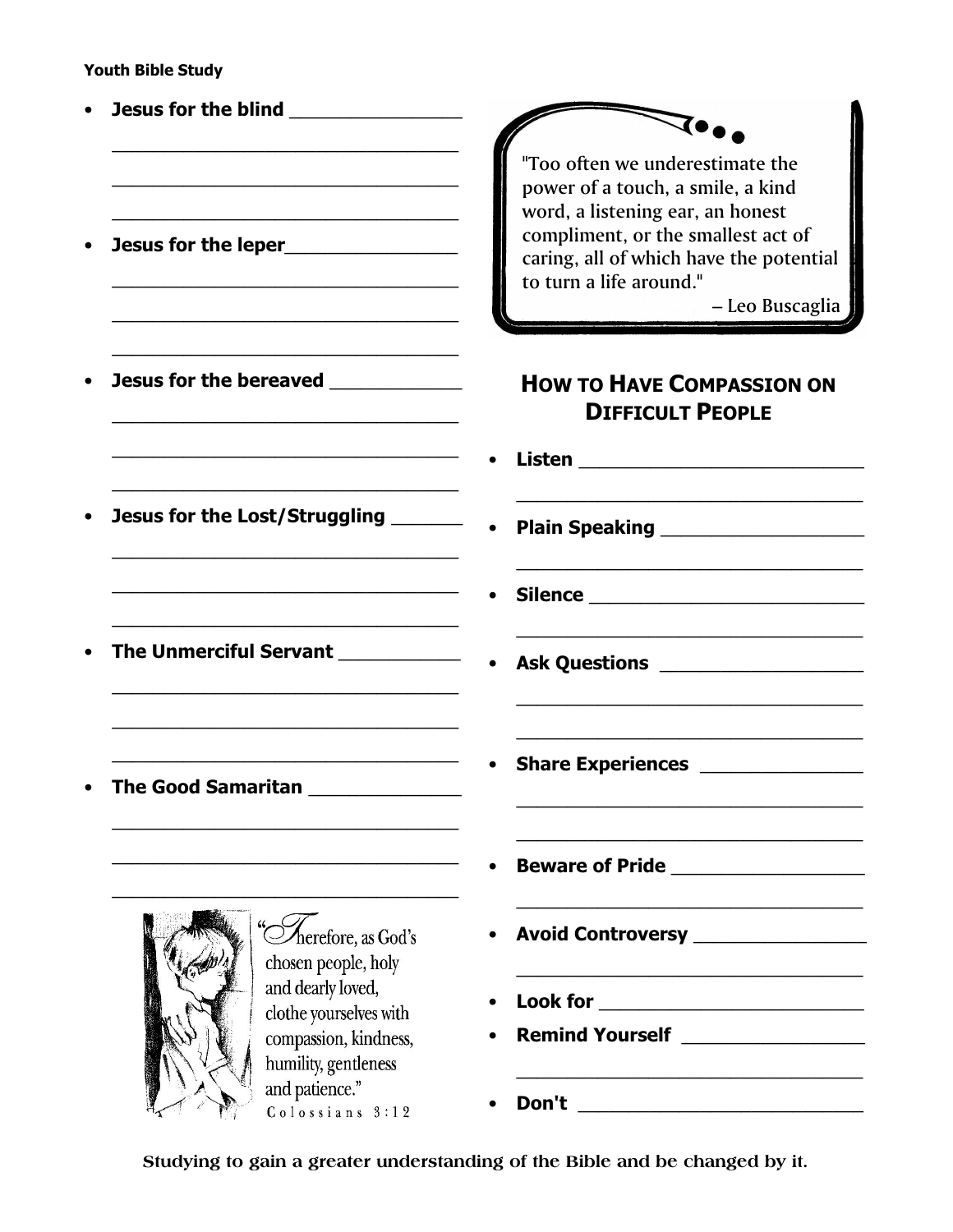**Youth Bible Study**

- **Jesus for the blind** ________________
- **Jesus for the leper** ________________
- **Jesus for the bereaved** ____________
- **Jesus for the Lost/Struggling** _______
- **The Unmerciful Servant** ___________
- **The Good Samaritan** ______________

"Therefore, as God's chosen people, holy and dearly loved, clothe yourselves with compassion, kindness, humility, gentleness and patience."
Colossians 3:12

"Too often we underestimate the power of a touch, a smile, a kind word, a listening ear, an honest compliment, or the smallest act of caring, all of which have the potential to turn a life around."
– Leo Buscaglia

## How to Have Compassion on Difficult People

- **Listen** ___________________________
- **Plain Speaking** ___________________
- **Silence** _________________________
- **Ask Questions** ___________________
- **Share Experiences** _______________
- **Beware of Pride** __________________
- **Avoid Controversy** ________________
- **Look for** _________________________
- **Remind Yourself** _________________
- **Don't** ___________________________

Studying to gain a greater understanding of the Bible and be changed by it.